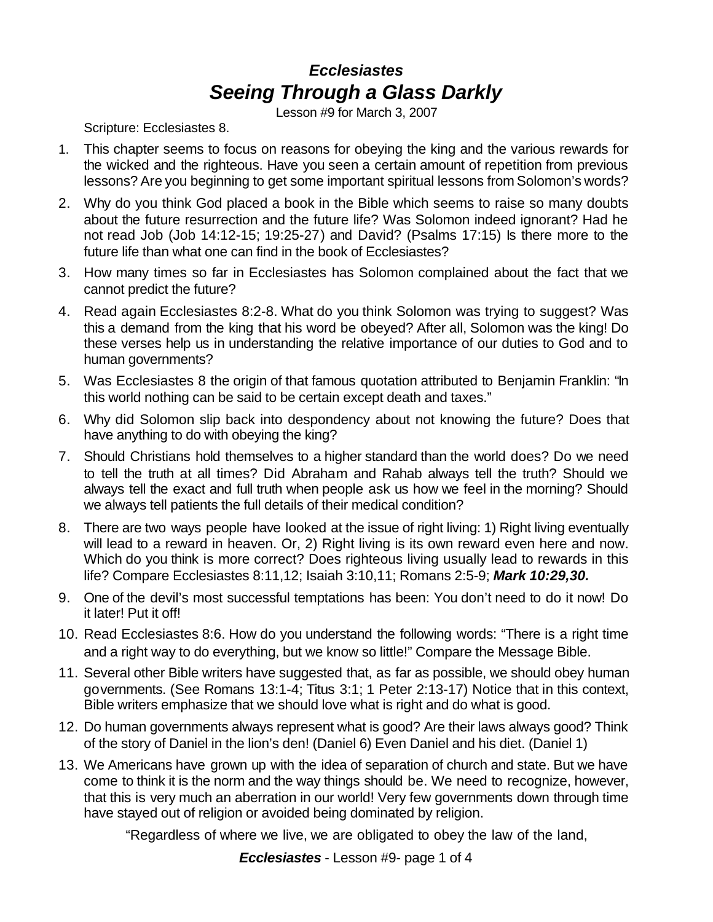# *Ecclesiastes*
# *Seeing Through a Glass Darkly*

Lesson #9 for March 3, 2007

Scripture: Ecclesiastes 8.

1. This chapter seems to focus on reasons for obeying the king and the various rewards for the wicked and the righteous. Have you seen a certain amount of repetition from previous lessons? Are you beginning to get some important spiritual lessons from Solomon's words?
2. Why do you think God placed a book in the Bible which seems to raise so many doubts about the future resurrection and the future life? Was Solomon indeed ignorant? Had he not read Job (Job 14:12-15; 19:25-27) and David? (Psalms 17:15) Is there more to the future life than what one can find in the book of Ecclesiastes?
3. How many times so far in Ecclesiastes has Solomon complained about the fact that we cannot predict the future?
4. Read again Ecclesiastes 8:2-8. What do you think Solomon was trying to suggest? Was this a demand from the king that his word be obeyed? After all, Solomon was the king! Do these verses help us in understanding the relative importance of our duties to God and to human governments?
5. Was Ecclesiastes 8 the origin of that famous quotation attributed to Benjamin Franklin: "In this world nothing can be said to be certain except death and taxes."
6. Why did Solomon slip back into despondency about not knowing the future? Does that have anything to do with obeying the king?
7. Should Christians hold themselves to a higher standard than the world does? Do we need to tell the truth at all times? Did Abraham and Rahab always tell the truth? Should we always tell the exact and full truth when people ask us how we feel in the morning? Should we always tell patients the full details of their medical condition?
8. There are two ways people have looked at the issue of right living: 1) Right living eventually will lead to a reward in heaven. Or, 2) Right living is its own reward even here and now. Which do you think is more correct? Does righteous living usually lead to rewards in this life? Compare Ecclesiastes 8:11,12; Isaiah 3:10,11; Romans 2:5-9; ***Mark 10:29,30.***
9. One of the devil's most successful temptations has been: You don't need to do it now! Do it later! Put it off!
10. Read Ecclesiastes 8:6. How do you understand the following words: "There is a right time and a right way to do everything, but we know so little!" Compare the Message Bible.
11. Several other Bible writers have suggested that, as far as possible, we should obey human governments. (See Romans 13:1-4; Titus 3:1; 1 Peter 2:13-17) Notice that in this context, Bible writers emphasize that we should love what is right and do what is good.
12. Do human governments always represent what is good? Are their laws always good? Think of the story of Daniel in the lion's den! (Daniel 6) Even Daniel and his diet. (Daniel 1)
13. We Americans have grown up with the idea of separation of church and state. But we have come to think it is the norm and the way things should be. We need to recognize, however, that this is very much an aberration in our world! Very few governments down through time have stayed out of religion or avoided being dominated by religion.

"Regardless of where we live, we are obligated to obey the law of the land,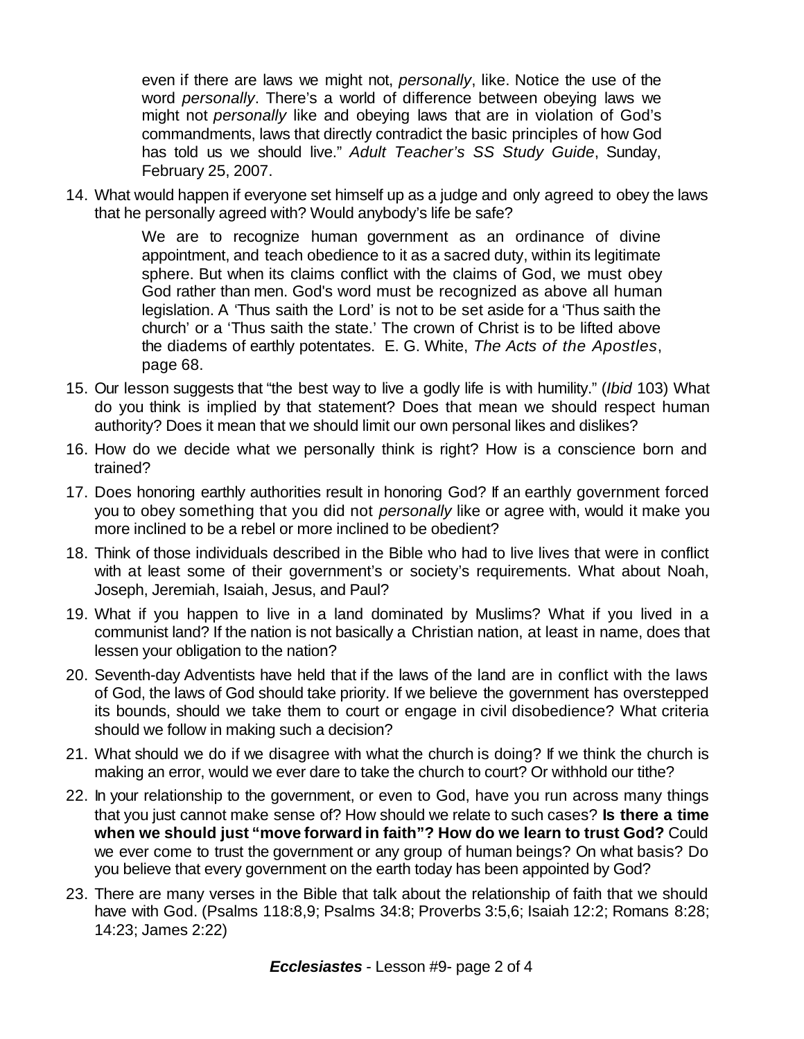even if there are laws we might not, *personally*, like. Notice the use of the word *personally*. There's a world of difference between obeying laws we might not *personally* like and obeying laws that are in violation of God's commandments, laws that directly contradict the basic principles of how God has told us we should live." *Adult Teacher's SS Study Guide*, Sunday, February 25, 2007.

14. What would happen if everyone set himself up as a judge and only agreed to obey the laws that he personally agreed with? Would anybody's life be safe?

    > We are to recognize human government as an ordinance of divine appointment, and teach obedience to it as a sacred duty, within its legitimate sphere. But when its claims conflict with the claims of God, we must obey God rather than men. God's word must be recognized as above all human legislation. A 'Thus saith the Lord' is not to be set aside for a 'Thus saith the church' or a 'Thus saith the state.' The crown of Christ is to be lifted above the diadems of earthly potentates. E. G. White, *The Acts of the Apostles*, page 68.

15. Our lesson suggests that "the best way to live a godly life is with humility." (*Ibid* 103) What do you think is implied by that statement? Does that mean we should respect human authority? Does it mean that we should limit our own personal likes and dislikes?
16. How do we decide what we personally think is right? How is a conscience born and trained?
17. Does honoring earthly authorities result in honoring God? If an earthly government forced you to obey something that you did not *personally* like or agree with, would it make you more inclined to be a rebel or more inclined to be obedient?
18. Think of those individuals described in the Bible who had to live lives that were in conflict with at least some of their government's or society's requirements. What about Noah, Joseph, Jeremiah, Isaiah, Jesus, and Paul?
19. What if you happen to live in a land dominated by Muslims? What if you lived in a communist land? If the nation is not basically a Christian nation, at least in name, does that lessen your obligation to the nation?
20. Seventh-day Adventists have held that if the laws of the land are in conflict with the laws of God, the laws of God should take priority. If we believe the government has overstepped its bounds, should we take them to court or engage in civil disobedience? What criteria should we follow in making such a decision?
21. What should we do if we disagree with what the church is doing? If we think the church is making an error, would we ever dare to take the church to court? Or withhold our tithe?
22. In your relationship to the government, or even to God, have you run across many things that you just cannot make sense of? How should we relate to such cases? **Is there a time when we should just "move forward in faith"? How do we learn to trust God?** Could we ever come to trust the government or any group of human beings? On what basis? Do you believe that every government on the earth today has been appointed by God?
23. There are many verses in the Bible that talk about the relationship of faith that we should have with God. (Psalms 118:8,9; Psalms 34:8; Proverbs 3:5,6; Isaiah 12:2; Romans 8:28; 14:23; James 2:22)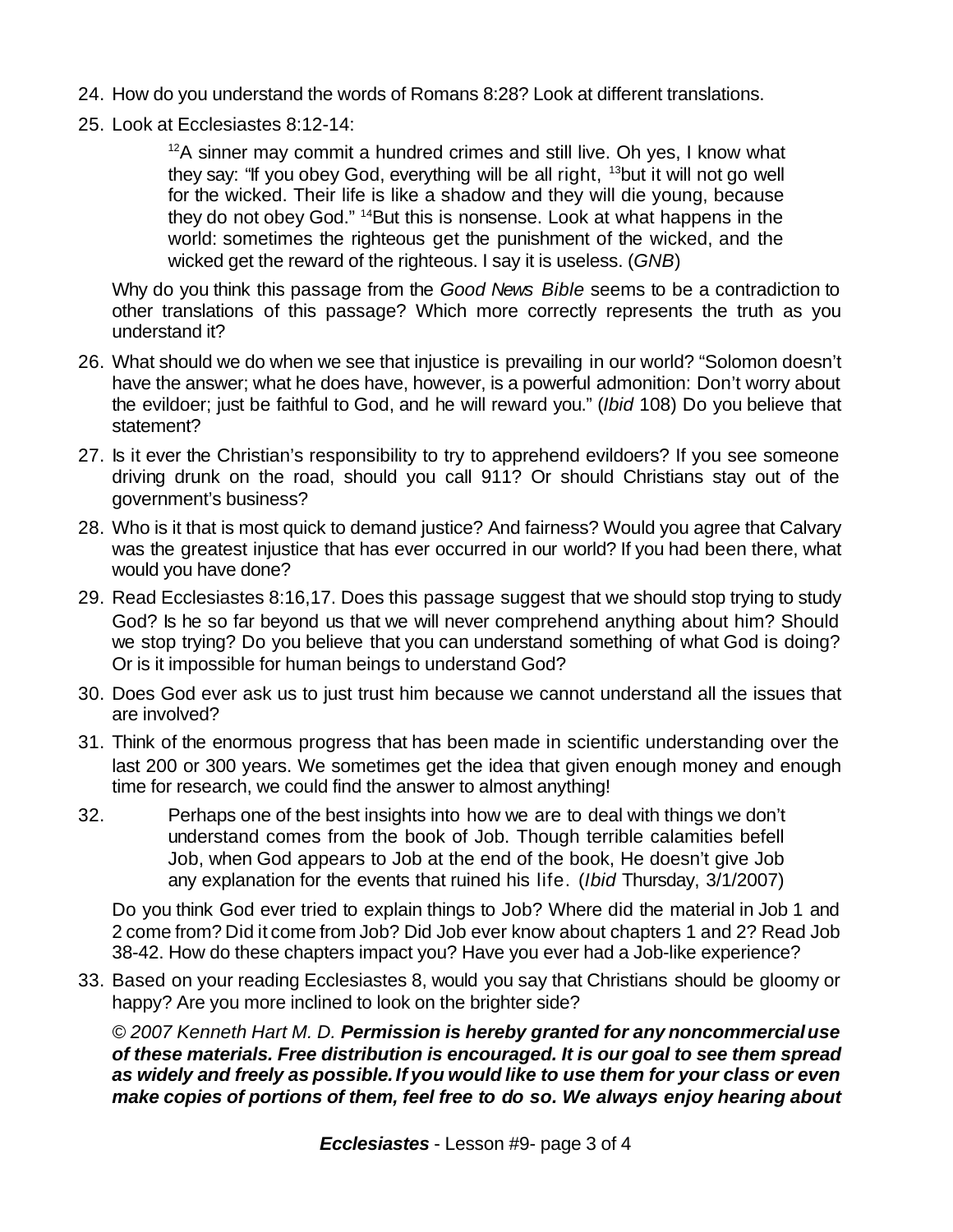24. How do you understand the words of Romans 8:28? Look at different translations.

25. Look at Ecclesiastes 8:12-14:

    > [12]A sinner may commit a hundred crimes and still live. Oh yes, I know what they say: "If you obey God, everything will be all right, [13]but it will not go well for the wicked. Their life is like a shadow and they will die young, because they do not obey God." [14]But this is nonsense. Look at what happens in the world: sometimes the righteous get the punishment of the wicked, and the wicked get the reward of the righteous. I say it is useless. (*GNB*)

    Why do you think this passage from the *Good News Bible* seems to be a contradiction to other translations of this passage? Which more correctly represents the truth as you understand it?

26. What should we do when we see that injustice is prevailing in our world? "Solomon doesn't have the answer; what he does have, however, is a powerful admonition: Don't worry about the evildoer; just be faithful to God, and he will reward you." (*Ibid* 108) Do you believe that statement?

27. Is it ever the Christian's responsibility to try to apprehend evildoers? If you see someone driving drunk on the road, should you call 911? Or should Christians stay out of the government's business?

28. Who is it that is most quick to demand justice? And fairness? Would you agree that Calvary was the greatest injustice that has ever occurred in our world? If you had been there, what would you have done?

29. Read Ecclesiastes 8:16,17. Does this passage suggest that we should stop trying to study God? Is he so far beyond us that we will never comprehend anything about him? Should we stop trying? Do you believe that you can understand something of what God is doing? Or is it impossible for human beings to understand God?

30. Does God ever ask us to just trust him because we cannot understand all the issues that are involved?

31. Think of the enormous progress that has been made in scientific understanding over the last 200 or 300 years. We sometimes get the idea that given enough money and enough time for research, we could find the answer to almost anything!

32. > Perhaps one of the best insights into how we are to deal with things we don't understand comes from the book of Job. Though terrible calamities befell Job, when God appears to Job at the end of the book, He doesn't give Job any explanation for the events that ruined his life. (*Ibid* Thursday, 3/1/2007)

    Do you think God ever tried to explain things to Job? Where did the material in Job 1 and 2 come from? Did it come from Job? Did Job ever know about chapters 1 and 2? Read Job 38-42. How do these chapters impact you? Have you ever had a Job-like experience?

33. Based on your reading Ecclesiastes 8, would you say that Christians should be gloomy or happy? Are you more inclined to look on the brighter side?

    *© 2007 Kenneth Hart M. D.* ***Permission is hereby granted for any noncommercial use of these materials. Free distribution is encouraged. It is our goal to see them spread as widely and freely as possible. If you would like to use them for your class or even make copies of portions of them, feel free to do so. We always enjoy hearing about***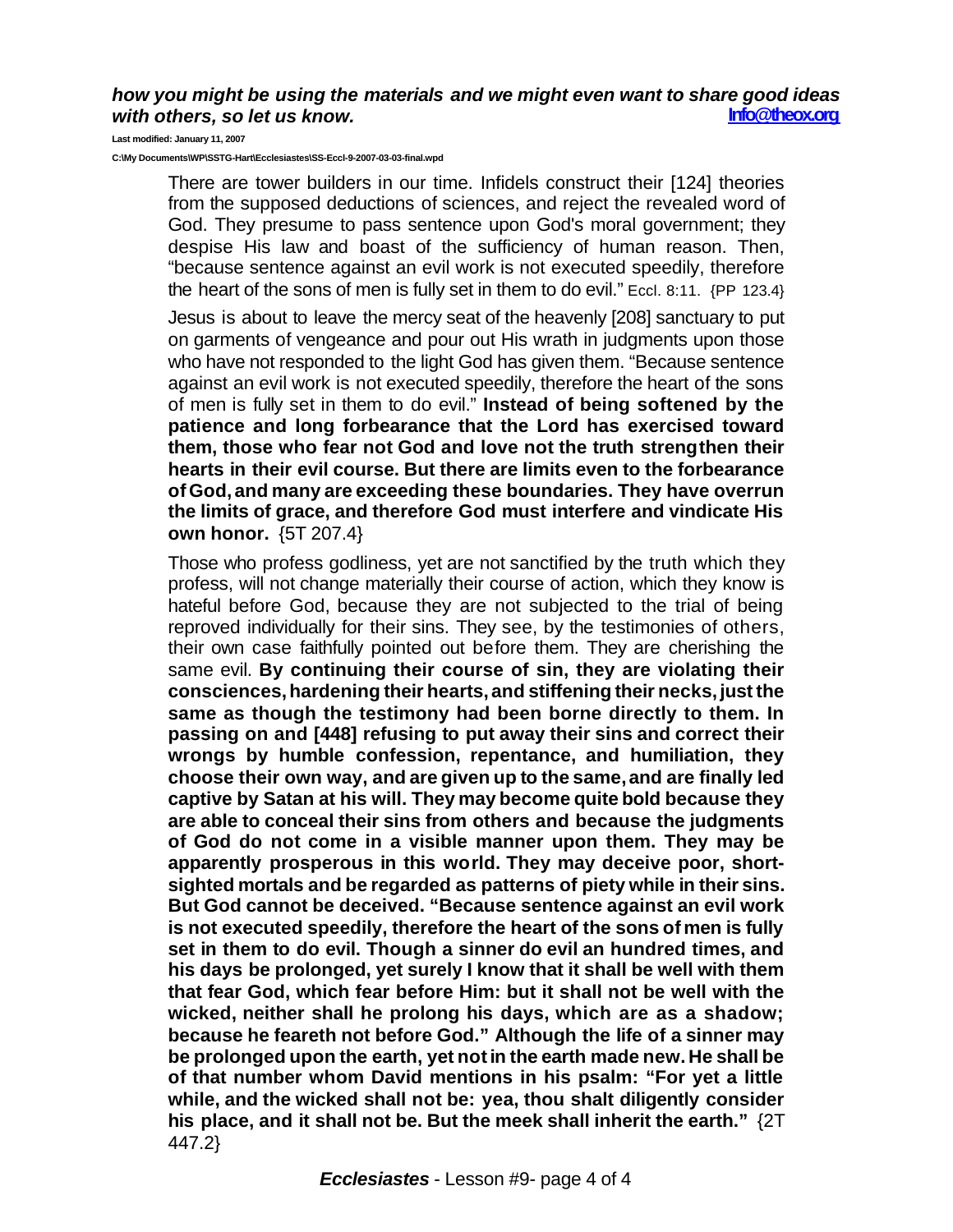***how you might be using the materials and we might even want to share good ideas with others, so let us know.*** **Info@theox.org**

**Last modified: January 11, 2007**

**C:\My Documents\WP\SSTG-Hart\Ecclesiastes\SS-Eccl-9-2007-03-03-final.wpd**

There are tower builders in our time. Infidels construct their [124] theories from the supposed deductions of sciences, and reject the revealed word of God. They presume to pass sentence upon God's moral government; they despise His law and boast of the sufficiency of human reason. Then, "because sentence against an evil work is not executed speedily, therefore the heart of the sons of men is fully set in them to do evil." Eccl. 8:11. {PP 123.4}

Jesus is about to leave the mercy seat of the heavenly [208] sanctuary to put on garments of vengeance and pour out His wrath in judgments upon those who have not responded to the light God has given them. "Because sentence against an evil work is not executed speedily, therefore the heart of the sons of men is fully set in them to do evil." **Instead of being softened by the patience and long forbearance that the Lord has exercised toward them, those who fear not God and love not the truth strengthen their hearts in their evil course. But there are limits even to the forbearance of God, and many are exceeding these boundaries. They have overrun the limits of grace, and therefore God must interfere and vindicate His own honor.** {5T 207.4}

Those who profess godliness, yet are not sanctified by the truth which they profess, will not change materially their course of action, which they know is hateful before God, because they are not subjected to the trial of being reproved individually for their sins. They see, by the testimonies of others, their own case faithfully pointed out before them. They are cherishing the same evil. **By continuing their course of sin, they are violating their consciences, hardening their hearts, and stiffening their necks, just the same as though the testimony had been borne directly to them. In passing on and [448] refusing to put away their sins and correct their wrongs by humble confession, repentance, and humiliation, they choose their own way, and are given up to the same, and are finally led captive by Satan at his will. They may become quite bold because they are able to conceal their sins from others and because the judgments of God do not come in a visible manner upon them. They may be apparently prosperous in this world. They may deceive poor, short-sighted mortals and be regarded as patterns of piety while in their sins. But God cannot be deceived. "Because sentence against an evil work is not executed speedily, therefore the heart of the sons of men is fully set in them to do evil. Though a sinner do evil an hundred times, and his days be prolonged, yet surely I know that it shall be well with them that fear God, which fear before Him: but it shall not be well with the wicked, neither shall he prolong his days, which are as a shadow; because he feareth not before God." Although the life of a sinner may be prolonged upon the earth, yet not in the earth made new. He shall be of that number whom David mentions in his psalm: "For yet a little while, and the wicked shall not be: yea, thou shalt diligently consider his place, and it shall not be. But the meek shall inherit the earth."** {2T 447.2}